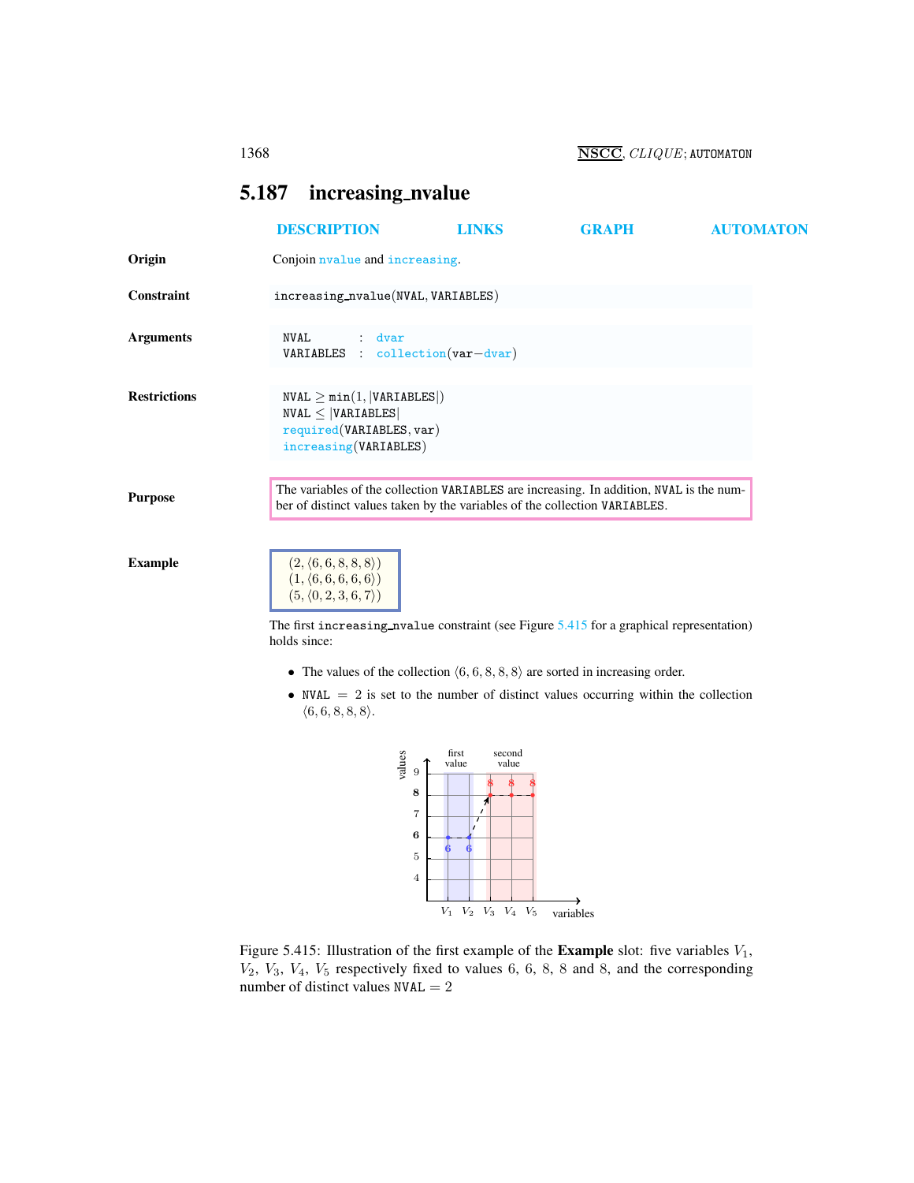## 5.187 increasing_nvalue

DESCRIPTION LINKS GRAPH AUTOMATON

**Origin**

Conjoin nvalue and increasing.

**Constraint**

increasing_nvalue(NVAL, VARIABLES)

**Arguments**

```
NVAL      : dvar
VARIABLES : collection(var-dvar)
```

**Restrictions**

$\texttt{NVAL} \geq \min(1, |\texttt{VARIABLES}|)$
$\texttt{NVAL} \leq |\texttt{VARIABLES}|$
required(VARIABLES, var)
increasing(VARIABLES)

**Purpose**

The variables of the collection VARIABLES are increasing. In addition, NVAL is the number of distinct values taken by the variables of the collection VARIABLES.

**Example**

$(2, \langle 6, 6, 8, 8, 8\rangle)$
$(1, \langle 6, 6, 6, 6, 6\rangle)$
$(5, \langle 0, 2, 3, 6, 7\rangle)$

The first increasing_nvalue constraint (see Figure 5.415 for a graphical representation) holds since:

- The values of the collection $\langle 6, 6, 8, 8, 8\rangle$ are sorted in increasing order.
- $\texttt{NVAL} = 2$ is set to the number of distinct values occurring within the collection $\langle 6, 6, 8, 8, 8\rangle$.

Figure 5.415: Illustration of the first example of the **Example** slot: five variables $V_1$, $V_2$, $V_3$, $V_4$, $V_5$ respectively fixed to values 6, 6, 8, 8 and 8, and the corresponding number of distinct values $\texttt{NVAL} = 2$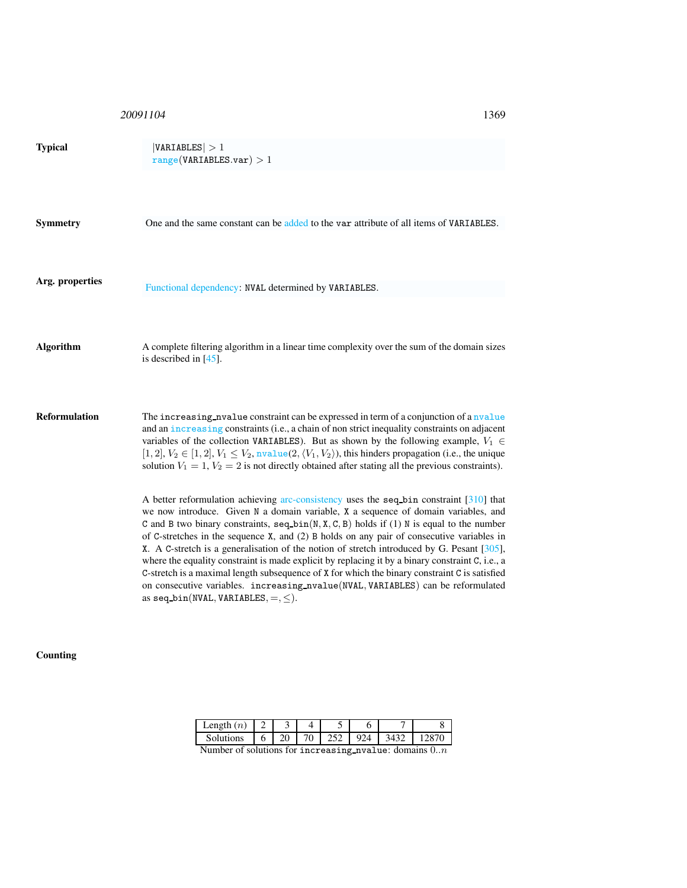**Typical**

$|\texttt{VARIABLES}| > 1$
$\texttt{range}(\texttt{VARIABLES.var}) > 1$

**Symmetry**

One and the same constant can be added to the `var` attribute of all items of `VARIABLES`.

**Arg. properties**

Functional dependency: `NVAL` determined by `VARIABLES`.

**Algorithm**

A complete filtering algorithm in a linear time complexity over the sum of the domain sizes is described in [45].

**Reformulation**

The `increasing_nvalue` constraint can be expressed in term of a conjunction of a `nvalue` and an `increasing` constraints (i.e., a chain of non strict inequality constraints on adjacent variables of the collection `VARIABLES`). But as shown by the following example, $V_1 \in [1, 2]$, $V_2 \in [1, 2]$, $V_1 \leq V_2$, $\texttt{nvalue}(2, \langle V_1, V_2 \rangle)$, this hinders propagation (i.e., the unique solution $V_1 = 1$, $V_2 = 2$ is not directly obtained after stating all the previous constraints).

A better reformulation achieving arc-consistency uses the `seq_bin` constraint [310] that we now introduce. Given `N` a domain variable, `X` a sequence of domain variables, and `C` and `B` two binary constraints, $\texttt{seq\_bin}(\texttt{N}, \texttt{X}, \texttt{C}, \texttt{B})$ holds if (1) `N` is equal to the number of `C`-stretches in the sequence `X`, and (2) `B` holds on any pair of consecutive variables in `X`. A `C`-stretch is a generalisation of the notion of stretch introduced by G. Pesant [305], where the equality constraint is made explicit by replacing it by a binary constraint `C`, i.e., a `C`-stretch is a maximal length subsequence of `X` for which the binary constraint `C` is satisfied on consecutive variables. $\texttt{increasing\_nvalue}(\texttt{NVAL}, \texttt{VARIABLES})$ can be reformulated as $\texttt{seq\_bin}(\texttt{NVAL}, \texttt{VARIABLES}, =, \leq)$.

**Counting**

| Length ($n$) | 2 | 3 | 4 | 5 | 6 | 7 | 8 |
|---|---|---|---|---|---|---|---|
| Solutions | 6 | 20 | 70 | 252 | 924 | 3432 | 12870 |

Number of solutions for `increasing_nvalue`: domains $0..n$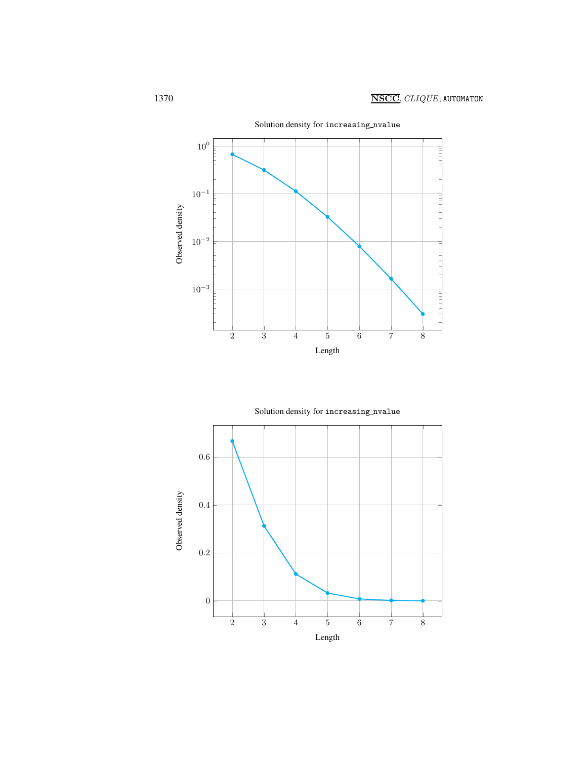Solution density for `increasing_nvalue`

Solution density for `increasing_nvalue`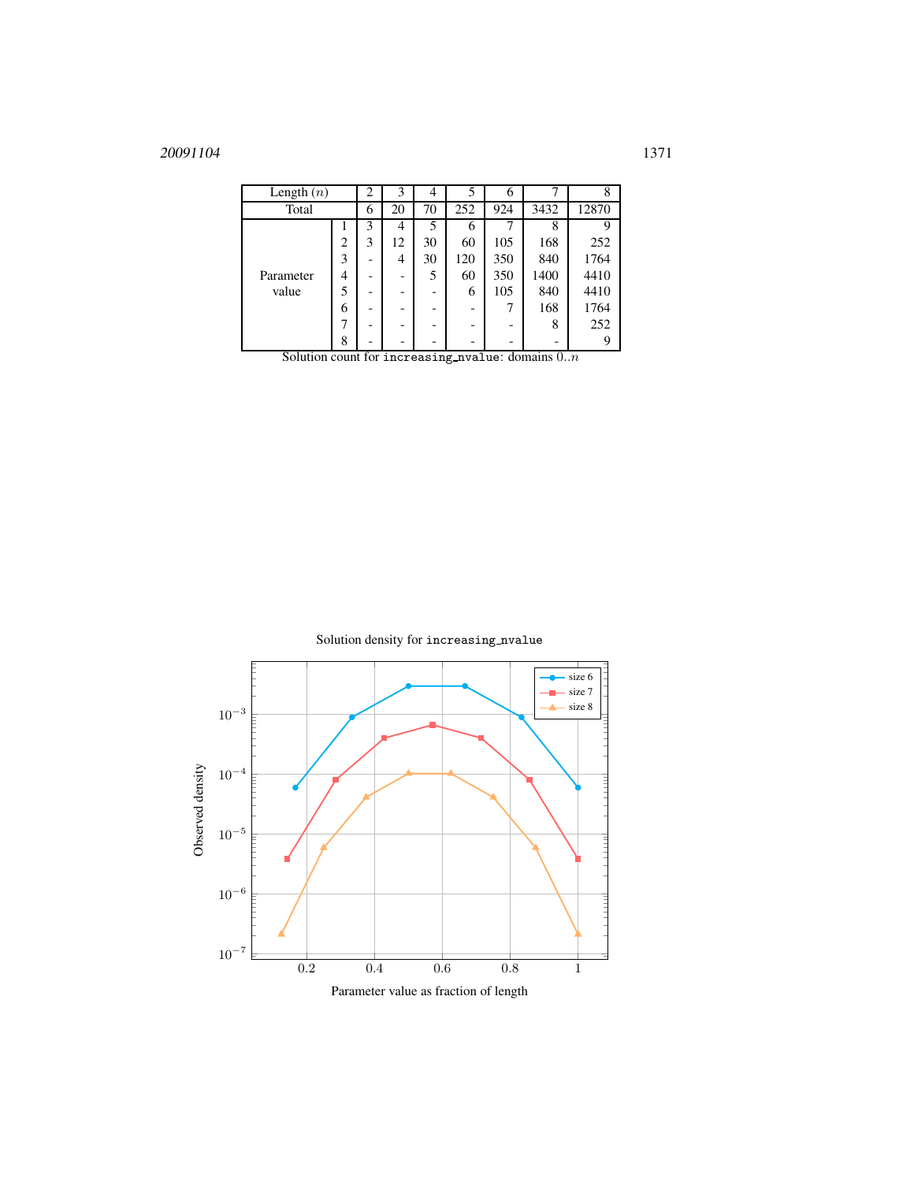| Length ($n$) | | 2 | 3 | 4 | 5 | 6 | 7 | 8 |
|---|---|---|---|---|---|---|---|---|
| Total | | 6 | 20 | 70 | 252 | 924 | 3432 | 12870 |
| Parameter value | 1 | 3 | 4 | 5 | 6 | 7 | 8 | 9 |
| | 2 | 3 | 12 | 30 | 60 | 105 | 168 | 252 |
| | 3 | - | 4 | 30 | 120 | 350 | 840 | 1764 |
| | 4 | - | - | 5 | 60 | 350 | 1400 | 4410 |
| | 5 | - | - | - | 6 | 105 | 840 | 4410 |
| | 6 | - | - | - | - | 7 | 168 | 1764 |
| | 7 | - | - | - | - | - | 8 | 252 |
| | 8 | - | - | - | - | - | - | 9 |

Solution count for `increasing_nvalue`: domains $0..n$

Solution density for `increasing_nvalue`

Observed density vs. Parameter value as fraction of length (legend: size 6, size 7, size 8)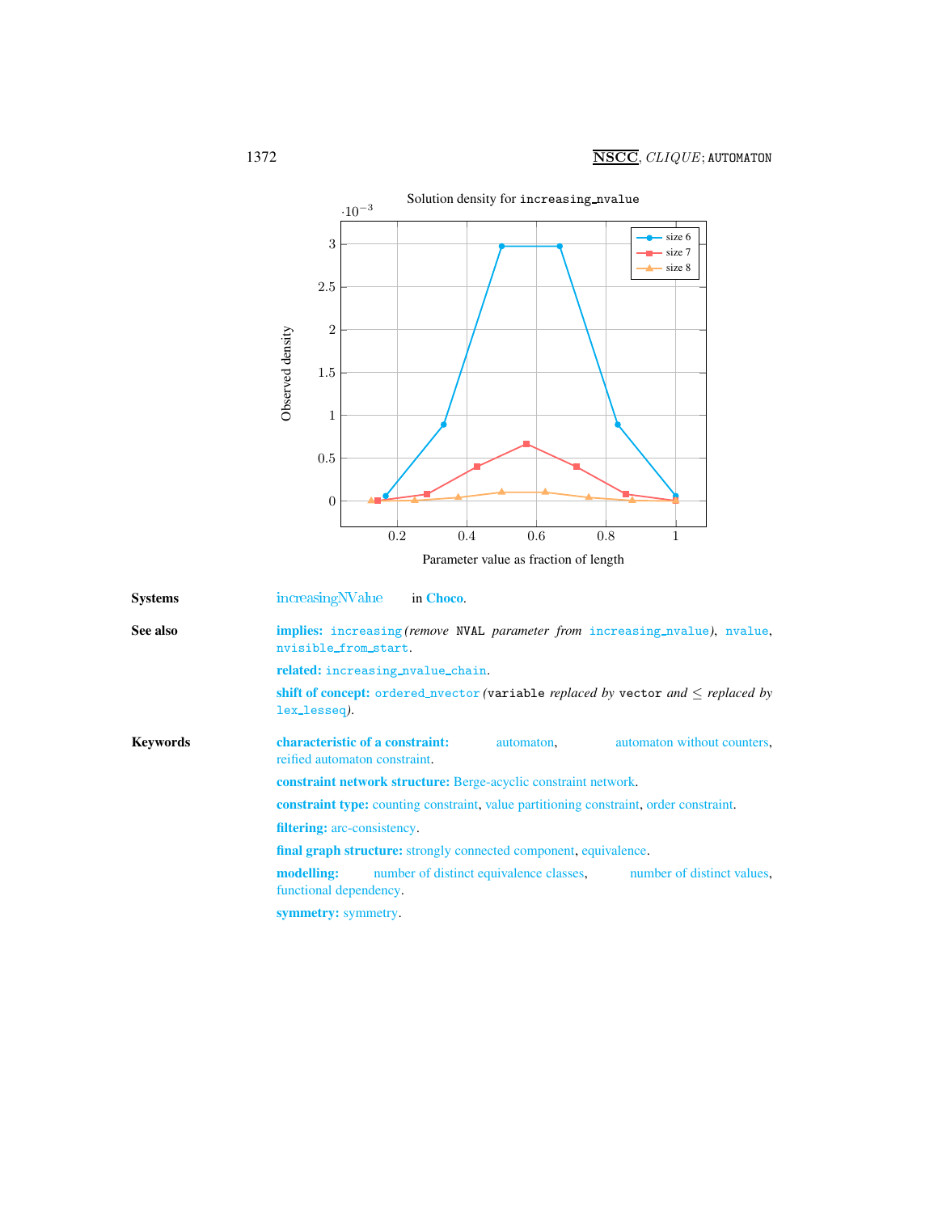Solution density for `increasing_nvalue`

**Systems** increasingNValue in **Choco**.

**See also**

**implies:** `increasing` (*remove* `NVAL` *parameter from* `increasing_nvalue`), `nvalue`, `nvisible_from_start`.

**related:** `increasing_nvalue_chain`.

**shift of concept:** `ordered_nvector` (`variable` *replaced by* `vector` *and* $\leq$ *replaced by* `lex_lesseq`).

**Keywords**

**characteristic of a constraint:** automaton, automaton without counters, reified automaton constraint.

**constraint network structure:** Berge-acyclic constraint network.

**constraint type:** counting constraint, value partitioning constraint, order constraint.

**filtering:** arc-consistency.

**final graph structure:** strongly connected component, equivalence.

**modelling:** number of distinct equivalence classes, number of distinct values, functional dependency.

**symmetry:** symmetry.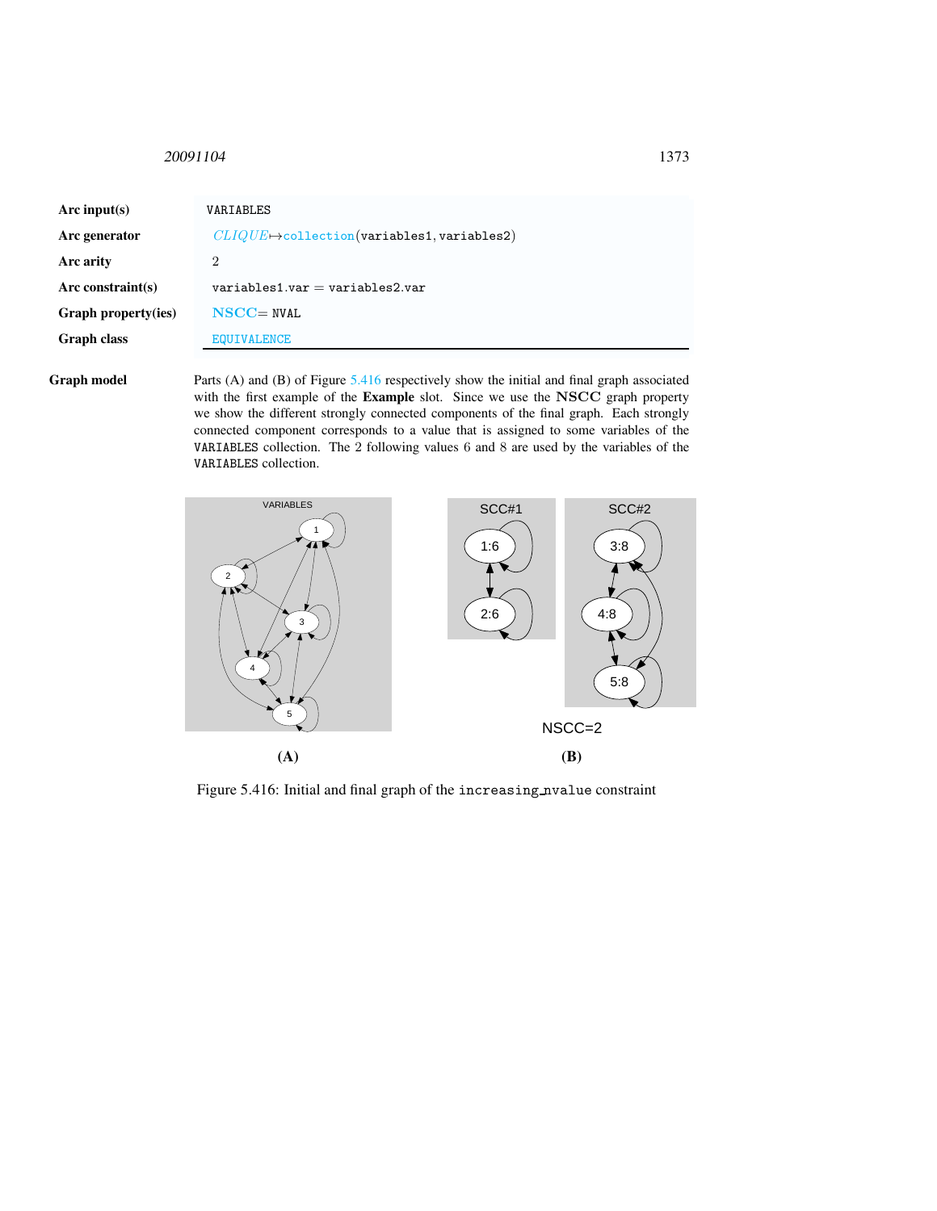| | |
|---|---|
| **Arc input(s)** | `VARIABLES` |
| **Arc generator** | *CLIQUE* $\mapsto$ `collection`(`variables1`, `variables2`) |
| **Arc arity** | 2 |
| **Arc constraint(s)** | `variables1.var` $=$ `variables2.var` |
| **Graph property(ies)** | **NSCC** $=$ `NVAL` |
| **Graph class** | `EQUIVALENCE` |

**Graph model** Parts (A) and (B) of Figure 5.416 respectively show the initial and final graph associated with the first example of the **Example** slot. Since we use the **NSCC** graph property we show the different strongly connected components of the final graph. Each strongly connected component corresponds to a value that is assigned to some variables of the `VARIABLES` collection. The 2 following values 6 and 8 are used by the variables of the `VARIABLES` collection.

Figure 5.416: Initial and final graph of the `increasing_nvalue` constraint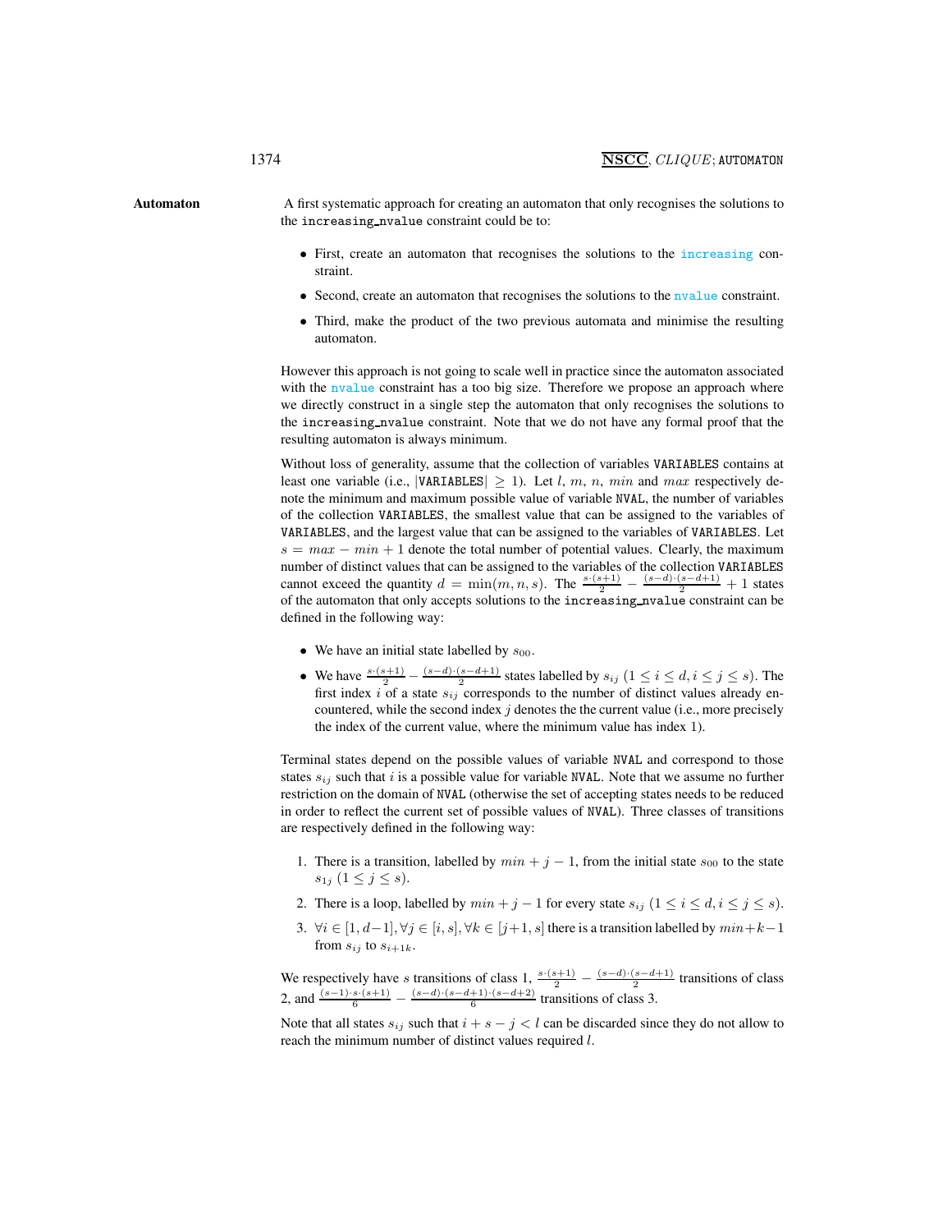**Automaton**

A first systematic approach for creating an automaton that only recognises the solutions to the increasing_nvalue constraint could be to:

- First, create an automaton that recognises the solutions to the increasing constraint.
- Second, create an automaton that recognises the solutions to the nvalue constraint.
- Third, make the product of the two previous automata and minimise the resulting automaton.

However this approach is not going to scale well in practice since the automaton associated with the nvalue constraint has a too big size. Therefore we propose an approach where we directly construct in a single step the automaton that only recognises the solutions to the increasing_nvalue constraint. Note that we do not have any formal proof that the resulting automaton is always minimum.

Without loss of generality, assume that the collection of variables VARIABLES contains at least one variable (i.e., $|\text{VARIABLES}| \geq 1$). Let $l$, $m$, $n$, $min$ and $max$ respectively denote the minimum and maximum possible value of variable NVAL, the number of variables of the collection VARIABLES, the smallest value that can be assigned to the variables of VARIABLES, and the largest value that can be assigned to the variables of VARIABLES. Let $s = max - min + 1$ denote the total number of potential values. Clearly, the maximum number of distinct values that can be assigned to the variables of the collection VARIABLES cannot exceed the quantity $d = \min(m, n, s)$. The $\frac{s \cdot (s+1)}{2} - \frac{(s-d) \cdot (s-d+1)}{2} + 1$ states of the automaton that only accepts solutions to the increasing_nvalue constraint can be defined in the following way:

- We have an initial state labelled by $s_{00}$.
- We have $\frac{s \cdot (s+1)}{2} - \frac{(s-d) \cdot (s-d+1)}{2}$ states labelled by $s_{ij}$ $(1 \leq i \leq d, i \leq j \leq s)$. The first index $i$ of a state $s_{ij}$ corresponds to the number of distinct values already encountered, while the second index $j$ denotes the the current value (i.e., more precisely the index of the current value, where the minimum value has index 1).

Terminal states depend on the possible values of variable NVAL and correspond to those states $s_{ij}$ such that $i$ is a possible value for variable NVAL. Note that we assume no further restriction on the domain of NVAL (otherwise the set of accepting states needs to be reduced in order to reflect the current set of possible values of NVAL). Three classes of transitions are respectively defined in the following way:

1. There is a transition, labelled by $min + j - 1$, from the initial state $s_{00}$ to the state $s_{1j}$ $(1 \leq j \leq s)$.
2. There is a loop, labelled by $min + j - 1$ for every state $s_{ij}$ $(1 \leq i \leq d, i \leq j \leq s)$.
3. $\forall i \in [1, d-1], \forall j \in [i, s], \forall k \in [j+1, s]$ there is a transition labelled by $min+k-1$ from $s_{ij}$ to $s_{i+1k}$.

We respectively have $s$ transitions of class 1, $\frac{s \cdot (s+1)}{2} - \frac{(s-d) \cdot (s-d+1)}{2}$ transitions of class 2, and $\frac{(s-1) \cdot s \cdot (s+1)}{6} - \frac{(s-d) \cdot (s-d+1) \cdot (s-d+2)}{6}$ transitions of class 3.

Note that all states $s_{ij}$ such that $i + s - j < l$ can be discarded since they do not allow to reach the minimum number of distinct values required $l$.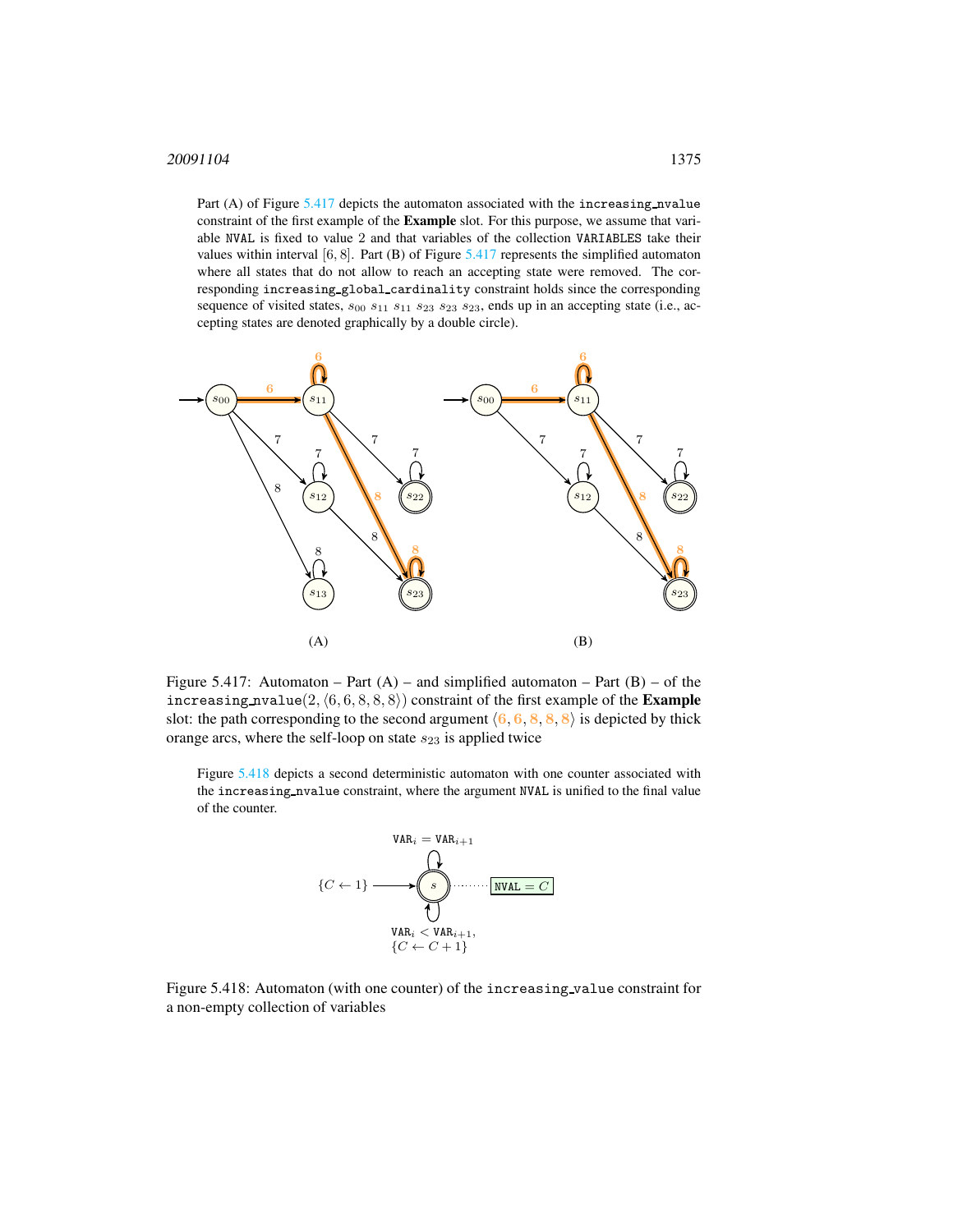Part (A) of Figure 5.417 depicts the automaton associated with the `increasing_nvalue` constraint of the first example of the **Example** slot. For this purpose, we assume that variable `NVAL` is fixed to value 2 and that variables of the collection `VARIABLES` take their values within interval $[6, 8]$. Part (B) of Figure 5.417 represents the simplified automaton where all states that do not allow to reach an accepting state were removed. The corresponding `increasing_global_cardinality` constraint holds since the corresponding sequence of visited states, $s_{00}$ $s_{11}$ $s_{11}$ $s_{23}$ $s_{23}$ $s_{23}$, ends up in an accepting state (i.e., accepting states are denoted graphically by a double circle).

6
6
7
8
7
7
7
8
8
8
$s_{00}$
$s_{11}$
$s_{12}$
$s_{13}$
$s_{22}$
$s_{23}$
(A)

6
6
7
7
7
7
8
8
8
$s_{00}$
$s_{11}$
$s_{12}$
$s_{22}$
$s_{23}$
(B)

Figure 5.417: Automaton – Part (A) – and simplified automaton – Part (B) – of the `increasing_nvalue`$(2, \langle 6, 6, 8, 8, 8 \rangle)$ constraint of the first example of the **Example** slot: the path corresponding to the second argument $\langle 6, 6, 8, 8, 8 \rangle$ is depicted by thick orange arcs, where the self-loop on state $s_{23}$ is applied twice

Figure 5.418 depicts a second deterministic automaton with one counter associated with the `increasing_nvalue` constraint, where the argument `NVAL` is unified to the final value of the counter.

$\mathtt{VAR}_i = \mathtt{VAR}_{i+1}$
$\{C \leftarrow 1\}$
$s$
$\mathtt{NVAL} = C$
$\mathtt{VAR}_i < \mathtt{VAR}_{i+1}$,
$\{C \leftarrow C + 1\}$

Figure 5.418: Automaton (with one counter) of the `increasing_value` constraint for a non-empty collection of variables